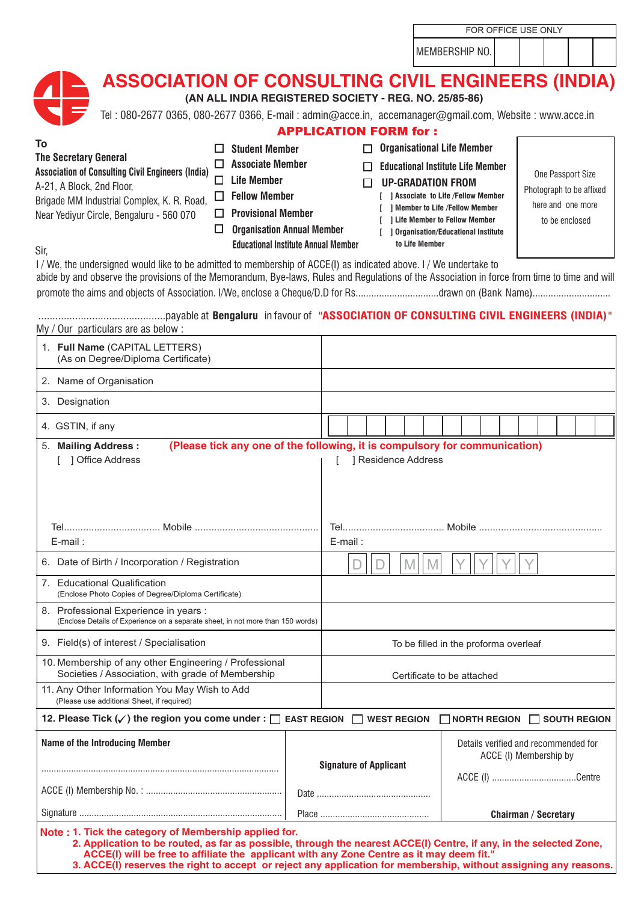| FOR OFFICE USE ONLY | | | | | |
|---|---|---|---|---|---|
| MEMBERSHIP NO. | | | | | |

# ASSOCIATION OF CONSULTING CIVIL ENGINEERS (INDIA)

**(AN ALL INDIA REGISTERED SOCIETY - REG. NO. 25/85-86)**

Tel : 080-2677 0365, 080-2677 0366, E-mail : admin@acce.in, accemanager@gmail.com, Website : www.acce.in

## APPLICATION FORM for :

**To**
**The Secretary General**
**Association of Consulting Civil Engineers (India)**
A-21, A Block, 2nd Floor,
Brigade MM Industrial Complex, K. R. Road,
Near Yediyur Circle, Bengaluru - 560 070

- ☐ **Student Member**
- ☐ **Associate Member**
- ☐ **Life Member**
- ☐ **Fellow Member**
- ☐ **Provisional Member**
- ☐ **Organisation Annual Member**
  **Educational Institute Annual Member**

- ☐ **Organisational Life Member**
- ☐ **Educational Institute Life Member**
- ☐ **UP-GRADATION FROM**
  - [ ] Associate to Life /Fellow Member
  - [ ] Member to Life /Fellow Member
  - [ ] Life Member to Fellow Member
  - [ ] Organisation/Educational Institute to Life Member

One Passport Size Photograph to be affixed here and one more to be enclosed

Sir,

I / We, the undersigned would like to be admitted to membership of ACCE(I) as indicated above. I / We undertake to abide by and observe the provisions of the Memorandum, Bye-laws, Rules and Regulations of the Association in force from time to time and will promote the aims and objects of Association. I/We, enclose a Cheque/D.D for Rs................................drawn on (Bank Name).............................

.............................................payable at **Bengaluru** in favour of **"ASSOCIATION OF CONSULTING CIVIL ENGINEERS (INDIA)"**

My / Our particulars are as below :

| | |
|---|---|
| 1. **Full Name** (CAPITAL LETTERS) (As on Degree/Diploma Certificate) | |
| 2. Name of Organisation | |
| 3. Designation | |
| 4. GSTIN, if any | ☐☐☐☐☐☐☐☐☐☐☐☐☐☐☐ |
| 5. **Mailing Address :** **(Please tick any one of the following, it is compulsory for communication)** [ ] Office Address<br>Tel.................................. Mobile .............................................<br>E-mail : | [ ] Residence Address<br>Tel.................................... Mobile .............................................<br>E-mail : |
| 6. Date of Birth / Incorporation / Registration | D D M M Y Y Y Y |
| 7. Educational Qualification (Enclose Photo Copies of Degree/Diploma Certificate) | |
| 8. Professional Experience in years : (Enclose Details of Experience on a separate sheet, in not more than 150 words) | |
| 9. Field(s) of interest / Specialisation | To be filled in the proforma overleaf |
| 10. Membership of any other Engineering / Professional Societies / Association, with grade of Membership | Certificate to be attached |
| 11. Any Other Information You May Wish to Add (Please use additional Sheet, if required) | |

**12. Please Tick (✓) the region you come under :** ☐ **EAST REGION** ☐ **WEST REGION** ☐ **NORTH REGION** ☐ **SOUTH REGION**

| | | |
|---|---|---|
| **Name of the Introducing Member**<br>..............................................................................................<br>ACCE (I) Membership No. : .......................................................<br>Signature ................................................................................. | **Signature of Applicant**<br>Date ..............................................<br>Place ............................................ | Details verified and recommended for ACCE (I) Membership by<br>ACCE (I) ..................................Centre<br>**Chairman / Secretary** |

**Note : 1. Tick the category of Membership applied for.**
**2. Application to be routed, as far as possible, through the nearest ACCE(I) Centre, if any, in the selected Zone, ACCE(I) will be free to affiliate the applicant with any Zone Centre as it may deem fit."**
**3. ACCE(I) reserves the right to accept or reject any application for membership, without assigning any reasons.**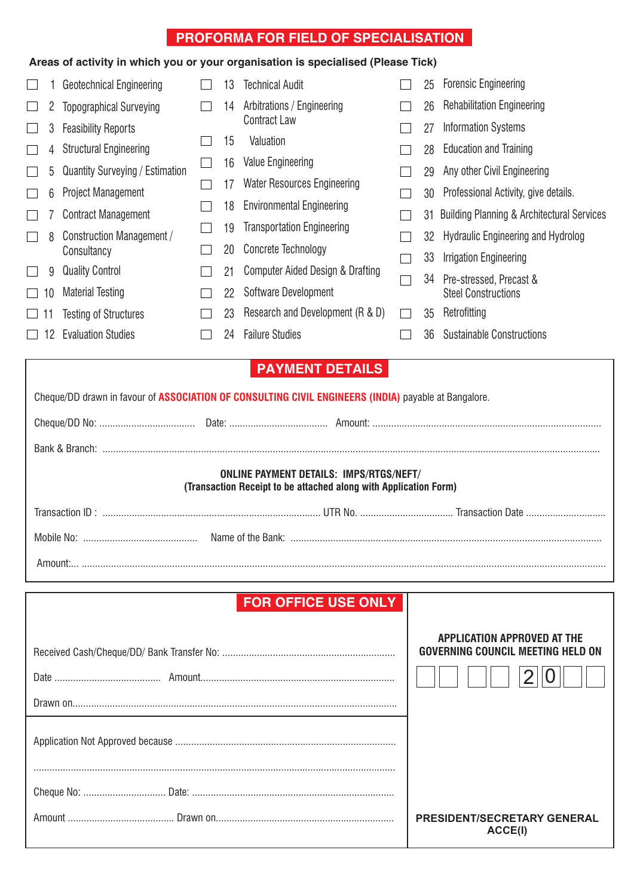# PROFORMA FOR FIELD OF SPECIALISATION

**Areas of activity in which you or your organisation is specialised (Please Tick)**

- ☐ 1 Geotechnical Engineering
- ☐ 2 Topographical Surveying
- ☐ 3 Feasibility Reports
- ☐ 4 Structural Engineering
- ☐ 5 Quantity Surveying / Estimation
- ☐ 6 Project Management
- ☐ 7 Contract Management
- ☐ 8 Construction Management / Consultancy
- ☐ 9 Quality Control
- ☐ 10 Material Testing
- ☐ 11 Testing of Structures
- ☐ 12 Evaluation Studies
- ☐ 13 Technical Audit
- ☐ 14 Arbitrations / Engineering Contract Law
- ☐ 15 Valuation
- ☐ 16 Value Engineering
- ☐ 17 Water Resources Engineering
- ☐ 18 Environmental Engineering
- ☐ 19 Transportation Engineering
- ☐ 20 Concrete Technology
- ☐ 21 Computer Aided Design & Drafting
- ☐ 22 Software Development
- ☐ 23 Research and Development (R & D)
- ☐ 24 Failure Studies
- ☐ 25 Forensic Engineering
- ☐ 26 Rehabilitation Engineering
- ☐ 27 Information Systems
- ☐ 28 Education and Training
- ☐ 29 Any other Civil Engineering
- ☐ 30 Professional Activity, give details.
- ☐ 31 Building Planning & Architectural Services
- ☐ 32 Hydraulic Engineering and Hydrolog
- ☐ 33 Irrigation Engineering
- ☐ 34 Pre-stressed, Precast & Steel Constructions
- ☐ 35 Retrofitting
- ☐ 36 Sustainable Constructions

## PAYMENT DETAILS

Cheque/DD drawn in favour of **ASSOCIATION OF CONSULTING CIVIL ENGINEERS (INDIA)** payable at Bangalore.

Cheque/DD No: .................................. Date: .................................. Amount: ..................................

Bank & Branch: ..................................

**ONLINE PAYMENT DETAILS: IMPS/RTGS/NEFT/**
**(Transaction Receipt to be attached along with Application Form)**

Transaction ID : .................................. UTR No. .................................. Transaction Date ..................................

Mobile No: .................................. Name of the Bank: ..................................

Amount:... ..................................

## FOR OFFICE USE ONLY

Received Cash/Cheque/DD/ Bank Transfer No: ..................................

Date .................................. Amount..................................

Drawn on..................................

Application Not Approved because ..................................

..................................

Cheque No: .................................. Date: ..................................

Amount .................................. Drawn on..................................

**APPLICATION APPROVED AT THE GOVERNING COUNCIL MEETING HELD ON**

☐☐ ☐☐ 2 0 ☐☐

**PRESIDENT/SECRETARY GENERAL ACCE(I)**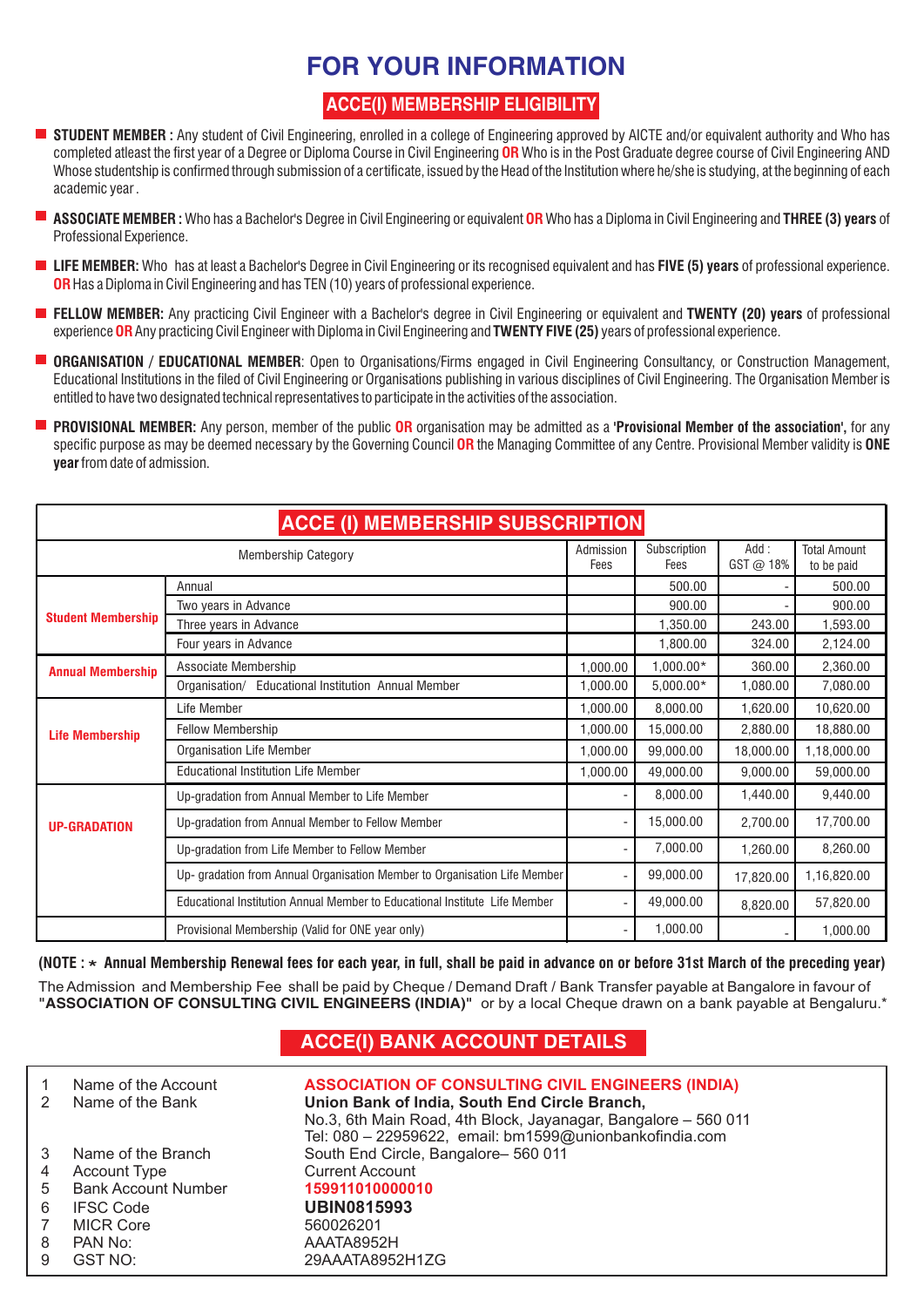# FOR YOUR INFORMATION

## ACCE(I) MEMBERSHIP ELIGIBILITY

- **STUDENT MEMBER :** Any student of Civil Engineering, enrolled in a college of Engineering approved by AICTE and/or equivalent authority and Who has completed atleast the first year of a Degree or Diploma Course in Civil Engineering **OR** Who is in the Post Graduate degree course of Civil Engineering AND Whose studentship is confirmed through submission of a certificate, issued by the Head of the Institution where he/she is studying, at the beginning of each academic year .

- **ASSOCIATE MEMBER :** Who has a Bachelor's Degree in Civil Engineering or equivalent **OR** Who has a Diploma in Civil Engineering and **THREE (3) years** of Professional Experience.

- **LIFE MEMBER:** Who has at least a Bachelor's Degree in Civil Engineering or its recognised equivalent and has **FIVE (5) years** of professional experience. **OR** Has a Diploma in Civil Engineering and has TEN (10) years of professional experience.

- **FELLOW MEMBER:** Any practicing Civil Engineer with a Bachelor's degree in Civil Engineering or equivalent and **TWENTY (20) years** of professional experience **OR** Any practicing Civil Engineer with Diploma in Civil Engineering and **TWENTY FIVE (25)** years of professional experience.

- **ORGANISATION / EDUCATIONAL MEMBER**: Open to Organisations/Firms engaged in Civil Engineering Consultancy, or Construction Management, Educational Institutions in the filed of Civil Engineering or Organisations publishing in various disciplines of Civil Engineering. The Organisation Member is entitled to have two designated technical representatives to participate in the activities of the association.

- **PROVISIONAL MEMBER:** Any person, member of the public **OR** organisation may be admitted as a **'Provisional Member of the association',** for any specific purpose as may be deemed necessary by the Governing Council **OR** the Managing Committee of any Centre. Provisional Member validity is **ONE year** from date of admission.

## ACCE (I) MEMBERSHIP SUBSCRIPTION

| Membership Category | | Admission Fees | Subscription Fees | Add : GST @ 18% | Total Amount to be paid |
|---|---|---|---|---|---|
| **Student Membership** | Annual | | 500.00 | - | 500.00 |
| | Two years in Advance | | 900.00 | - | 900.00 |
| | Three years in Advance | | 1,350.00 | 243.00 | 1,593.00 |
| | Four years in Advance | | 1,800.00 | 324.00 | 2,124.00 |
| **Annual Membership** | Associate Membership | 1,000.00 | 1,000.00* | 360.00 | 2,360.00 |
| | Organisation/ Educational Institution Annual Member | 1,000.00 | 5,000.00* | 1,080.00 | 7,080.00 |
| **Life Membership** | Life Member | 1,000.00 | 8,000.00 | 1,620.00 | 10,620.00 |
| | Fellow Membership | 1,000.00 | 15,000.00 | 2,880.00 | 18,880.00 |
| | Organisation Life Member | 1,000.00 | 99,000.00 | 18,000.00 | 1,18,000.00 |
| | Educational Institution Life Member | 1,000.00 | 49,000.00 | 9,000.00 | 59,000.00 |
| **UP-GRADATION** | Up-gradation from Annual Member to Life Member | - | 8,000.00 | 1,440.00 | 9,440.00 |
| | Up-gradation from Annual Member to Fellow Member | - | 15,000.00 | 2,700.00 | 17,700.00 |
| | Up-gradation from Life Member to Fellow Member | - | 7,000.00 | 1,260.00 | 8,260.00 |
| | Up- gradation from Annual Organisation Member to Organisation Life Member | - | 99,000.00 | 17,820.00 | 1,16,820.00 |
| | Educational Institution Annual Member to Educational Institute Life Member | - | 49,000.00 | 8,820.00 | 57,820.00 |
| | Provisional Membership (Valid for ONE year only) | - | 1,000.00 | - | 1,000.00 |

**(NOTE : * Annual Membership Renewal fees for each year, in full, shall be paid in advance on or before 31st March of the preceding year)**

The Admission and Membership Fee shall be paid by Cheque / Demand Draft / Bank Transfer payable at Bangalore in favour of **"ASSOCIATION OF CONSULTING CIVIL ENGINEERS (INDIA)"** or by a local Cheque drawn on a bank payable at Bengaluru.*

## ACCE(I) BANK ACCOUNT DETAILS

| | | |
|---|---|---|
| 1 | Name of the Account | **ASSOCIATION OF CONSULTING CIVIL ENGINEERS (INDIA)** |
| 2 | Name of the Bank | **Union Bank of India, South End Circle Branch,** No.3, 6th Main Road, 4th Block, Jayanagar, Bangalore – 560 011 Tel: 080 – 22959622, email: bm1599@unionbankofindia.com |
| 3 | Name of the Branch | South End Circle, Bangalore– 560 011 |
| 4 | Account Type | Current Account |
| 5 | Bank Account Number | **159911010000010** |
| 6 | IFSC Code | **UBIN0815993** |
| 7 | MICR Core | 560026201 |
| 8 | PAN No: | AAATA8952H |
| 9 | GST NO: | 29AAATA8952H1ZG |